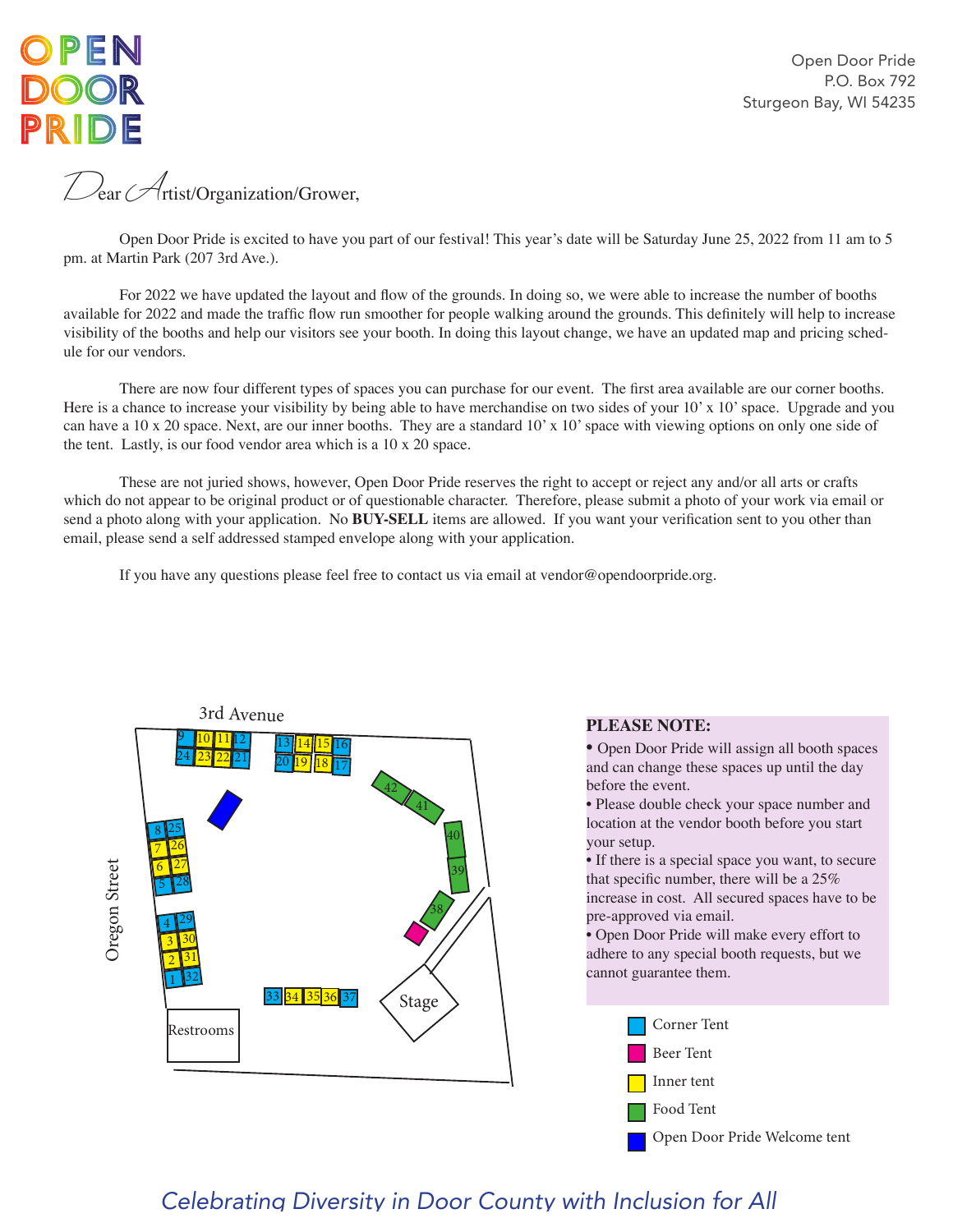# OPEN DOOR PRIDE

Open Door Pride
P.O. Box 792
Sturgeon Bay, WI 54235

Dear Artist/Organization/Grower,

Open Door Pride is excited to have you part of our festival! This year's date will be Saturday June 25, 2022 from 11 am to 5 pm. at Martin Park (207 3rd Ave.).

For 2022 we have updated the layout and flow of the grounds. In doing so, we were able to increase the number of booths available for 2022 and made the traffic flow run smoother for people walking around the grounds. This definitely will help to increase visibility of the booths and help our visitors see your booth. In doing this layout change, we have an updated map and pricing schedule for our vendors.

There are now four different types of spaces you can purchase for our event. The first area available are our corner booths. Here is a chance to increase your visibility by being able to have merchandise on two sides of your 10' x 10' space. Upgrade and you can have a 10 x 20 space. Next, are our inner booths. They are a standard 10' x 10' space with viewing options on only one side of the tent. Lastly, is our food vendor area which is a 10 x 20 space.

These are not juried shows, however, Open Door Pride reserves the right to accept or reject any and/or all arts or crafts which do not appear to be original product or of questionable character. Therefore, please submit a photo of your work via email or send a photo along with your application. No **BUY-SELL** items are allowed. If you want your verification sent to you other than email, please send a self addressed stamped envelope along with your application.

If you have any questions please feel free to contact us via email at vendor@opendoorpride.org.

3rd Avenue

Oregon Street

9, 10, 11, 12, 24, 23, 22, 21, 13, 14, 15, 16, 20, 19, 18, 17, 42, 41, 40, 39, 38, 8, 25, 7, 26, 6, 27, 5, 28, 4, 29, 3, 30, 2, 31, 1, 32, 33, 34, 35, 36, 37

Stage

Restrooms

**PLEASE NOTE:**

- Open Door Pride will assign all booth spaces and can change these spaces up until the day before the event.
- Please double check your space number and location at the vendor booth before you start your setup.
- If there is a special space you want, to secure that specific number, there will be a 25% increase in cost. All secured spaces have to be pre-approved via email.
- Open Door Pride will make every effort to adhere to any special booth requests, but we cannot guarantee them.

- Corner Tent
- Beer Tent
- Inner tent
- Food Tent
- Open Door Pride Welcome tent

*Celebrating Diversity in Door County with Inclusion for All*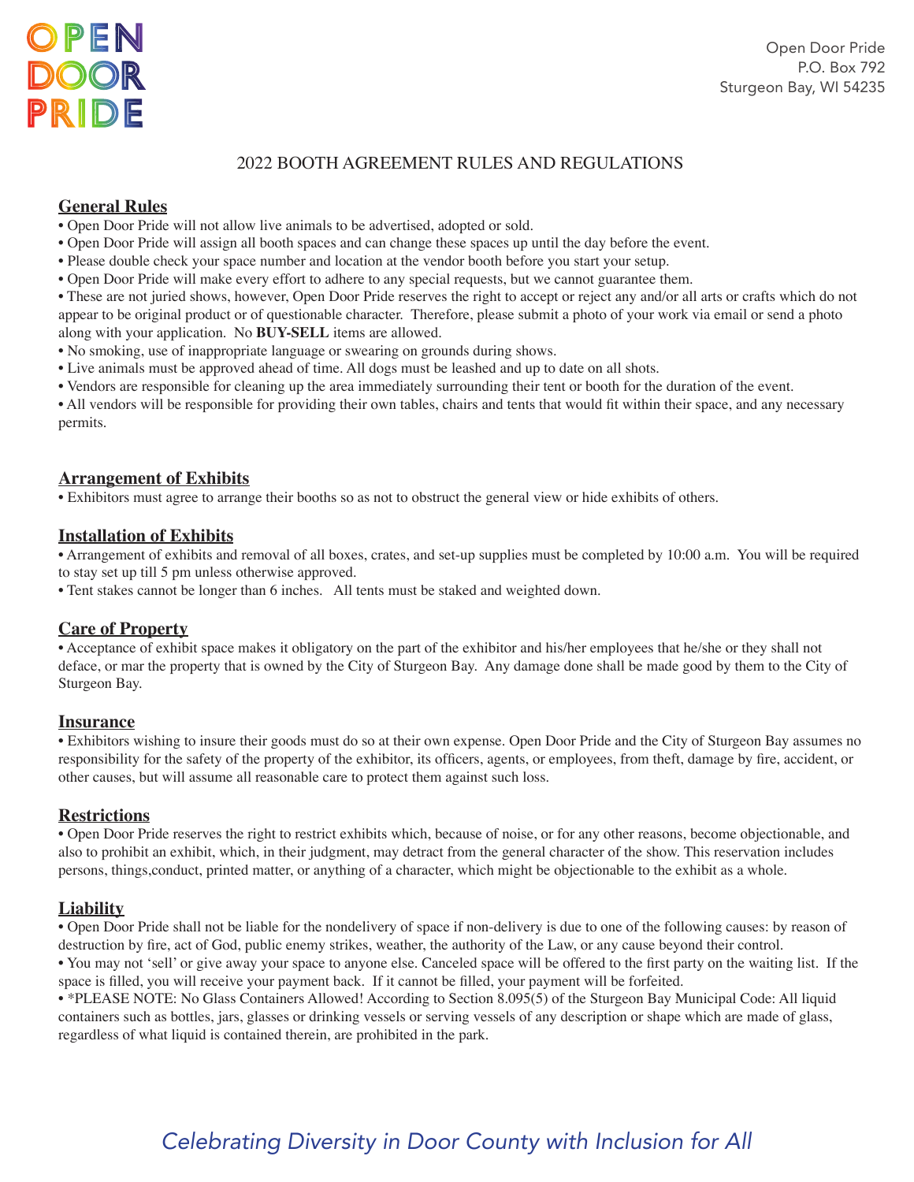# OPEN DOOR PRIDE

Open Door Pride
P.O. Box 792
Sturgeon Bay, WI 54235

## 2022 BOOTH AGREEMENT RULES AND REGULATIONS

### General Rules

- Open Door Pride will not allow live animals to be advertised, adopted or sold.
- Open Door Pride will assign all booth spaces and can change these spaces up until the day before the event.
- Please double check your space number and location at the vendor booth before you start your setup.
- Open Door Pride will make every effort to adhere to any special requests, but we cannot guarantee them.
- These are not juried shows, however, Open Door Pride reserves the right to accept or reject any and/or all arts or crafts which do not appear to be of original product or of questionable character. Therefore, please submit a photo of your work via email or send a photo along with your application. No **BUY-SELL** items are allowed.
- No smoking, use of inappropriate language or swearing on grounds during shows.
- Live animals must be approved ahead of time. All dogs must be leashed and up to date on all shots.
- Vendors are responsible for cleaning up the area immediately surrounding their tent or booth for the duration of the event.
- All vendors will be responsible for providing their own tables, chairs and tents that would fit within their space, and any necessary permits.

### Arrangement of Exhibits

- Exhibitors must agree to arrange their booths so as not to obstruct the general view or hide exhibits of others.

### Installation of Exhibits

- Arrangement of exhibits and removal of all boxes, crates, and set-up supplies must be completed by 10:00 a.m. You will be required to stay set up till 5 pm unless otherwise approved.
- Tent stakes cannot be longer than 6 inches. All tents must be staked and weighted down.

### Care of Property

- Acceptance of exhibit space makes it obligatory on the part of the exhibitor and his/her employees that he/she or they shall not deface, or mar the property that is owned by the City of Sturgeon Bay. Any damage done shall be made good by them to the City of Sturgeon Bay.

### Insurance

- Exhibitors wishing to insure their goods must do so at their own expense. Open Door Pride and the City of Sturgeon Bay assumes no responsibility for the safety of the property of the exhibitor, its officers, agents, or employees, from theft, damage by fire, accident, or other causes, but will assume all reasonable care to protect them against such loss.

### Restrictions

- Open Door Pride reserves the right to restrict exhibits which, because of noise, or for any other reasons, become objectionable, and also to prohibit an exhibit, which, in their judgment, may detract from the general character of the show. This reservation includes persons, things,conduct, printed matter, or anything of a character, which might be objectionable to the exhibit as a whole.

### Liability

- Open Door Pride shall not be liable for the nondelivery of space if non-delivery is due to one of the following causes: by reason of destruction by fire, act of God, public enemy strikes, weather, the authority of the Law, or any cause beyond their control.
- You may not 'sell' or give away your space to anyone else. Canceled space will be offered to the first party on the waiting list. If the space is filled, you will receive your payment back. If it cannot be filled, your payment will be forfeited.
- *PLEASE NOTE: No Glass Containers Allowed! According to Section 8.095(5) of the Sturgeon Bay Municipal Code: All liquid containers such as bottles, jars, glasses or drinking vessels or serving vessels of any description or shape which are made of glass, regardless of what liquid is contained therein, are prohibited in the park.

*Celebrating Diversity in Door County with Inclusion for All*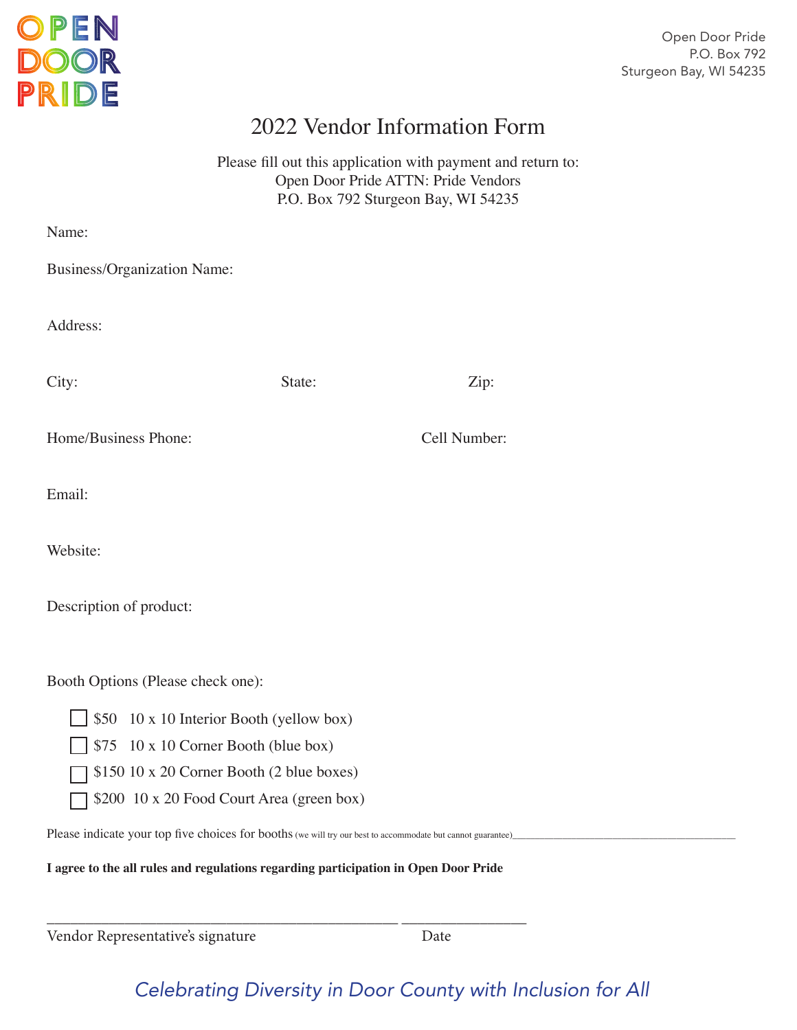OPEN DOOR PRIDE

Open Door Pride
P.O. Box 792
Sturgeon Bay, WI 54235

# 2022 Vendor Information Form

Please fill out this application with payment and return to:
Open Door Pride ATTN: Pride Vendors
P.O. Box 792 Sturgeon Bay, WI 54235

Name:

Business/Organization Name:

Address:

City: State: Zip:

Home/Business Phone: Cell Number:

Email:

Website:

Description of product:

Booth Options (Please check one):

- ☐ $50 10 x 10 Interior Booth (yellow box)
- ☐ $75 10 x 10 Corner Booth (blue box)
- ☐ $150 10 x 20 Corner Booth (2 blue boxes)
- ☐ $200 10 x 20 Food Court Area (green box)

Please indicate your top five choices for booths (we will try our best to accommodate but cannot guarantee)________________________________________

**I agree to the all rules and regulations regarding participation in Open Door Pride**

_______________________________________________ ________________
Vendor Representative's signature Date

*Celebrating Diversity in Door County with Inclusion for All*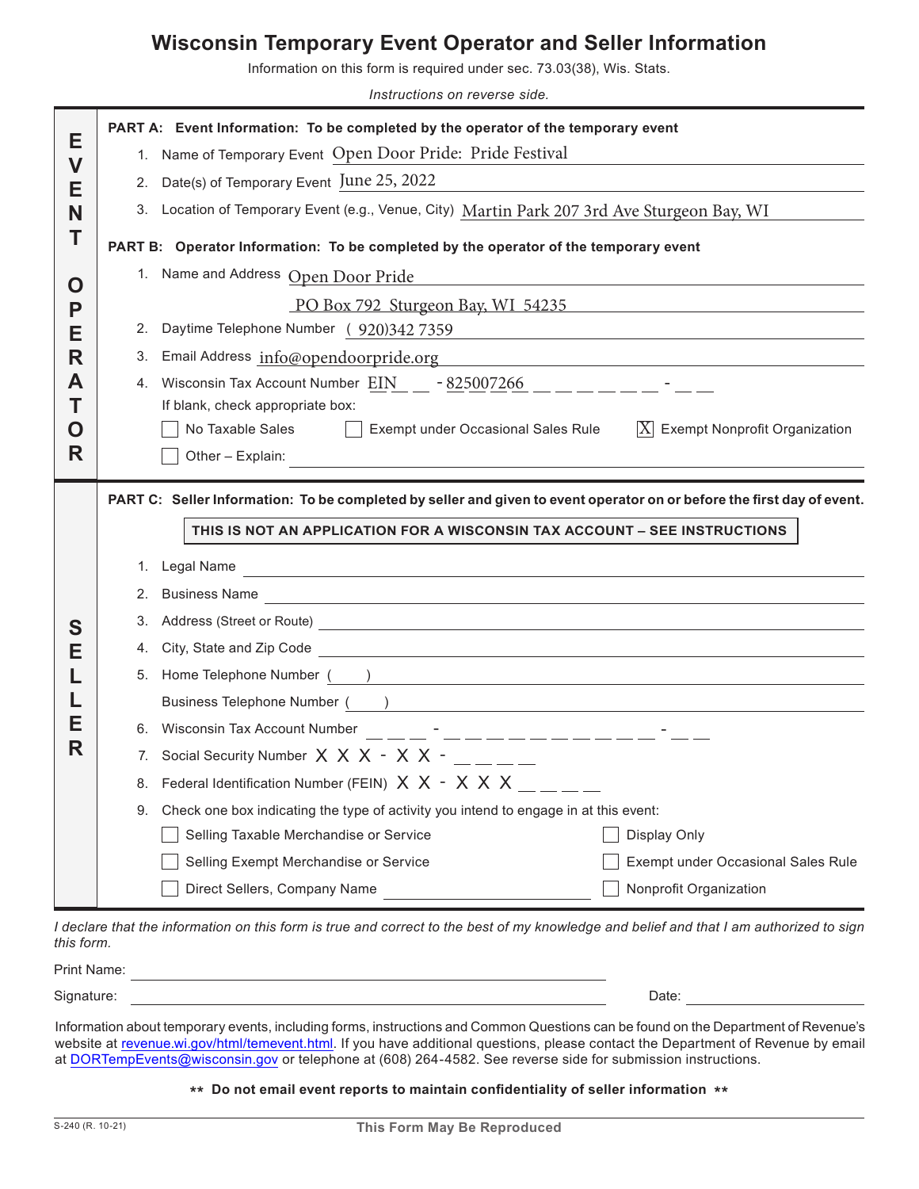# Wisconsin Temporary Event Operator and Seller Information

Information on this form is required under sec. 73.03(38), Wis. Stats.

*Instructions on reverse side.*

## EVENT OPERATOR

**PART A: Event Information: To be completed by the operator of the temporary event**

1. Name of Temporary Event: Open Door Pride: Pride Festival
2. Date(s) of Temporary Event: June 25, 2022
3. Location of Temporary Event (e.g., Venue, City): Martin Park 207 3rd Ave Sturgeon Bay, WI

**PART B: Operator Information: To be completed by the operator of the temporary event**

1. Name and Address: Open Door Pride
   PO Box 792 Sturgeon Bay, WI 54235
2. Daytime Telephone Number: (920)342 7359
3. Email Address: info@opendoorpride.org
4. Wisconsin Tax Account Number: EIN __ __ - 825007266 __ __ __ __ __ __ __ - __ __

   If blank, check appropriate box:

   ☐ No Taxable Sales  ☐ Exempt under Occasional Sales Rule  ☒ Exempt Nonprofit Organization

   ☐ Other – Explain: ____________

## SELLER

**PART C: Seller Information: To be completed by seller and given to event operator on or before the first day of event.**

**THIS IS NOT AN APPLICATION FOR A WISCONSIN TAX ACCOUNT – SEE INSTRUCTIONS**

1. Legal Name ____________
2. Business Name ____________
3. Address (Street or Route) ____________
4. City, State and Zip Code ____________
5. Home Telephone Number ( )

   Business Telephone Number ( )
6. Wisconsin Tax Account Number __ __ __ - __ __ __ __ __ __ __ __ __ __ __ __ __ - __ __
7. Social Security Number X X X - X X - __ __ __ __
8. Federal Identification Number (FEIN) X X - X X X __ __ __ __
9. Check one box indicating the type of activity you intend to engage in at this event:

   ☐ Selling Taxable Merchandise or Service  ☐ Display Only

   ☐ Selling Exempt Merchandise or Service  ☐ Exempt under Occasional Sales Rule

   ☐ Direct Sellers, Company Name ____________  ☐ Nonprofit Organization

*I declare that the information on this form is true and correct to the best of my knowledge and belief and that I am authorized to sign this form.*

Print Name: ____________

Signature: ____________  Date: ____________

Information about temporary events, including forms, instructions and Common Questions can be found on the Department of Revenue's website at revenue.wi.gov/html/temevent.html. If you have additional questions, please contact the Department of Revenue by email at DORTempEvents@wisconsin.gov or telephone at (608) 264-4582. See reverse side for submission instructions.

**\*\* Do not email event reports to maintain confidentiality of seller information \*\***

S-240 (R. 10-21)

**This Form May Be Reproduced**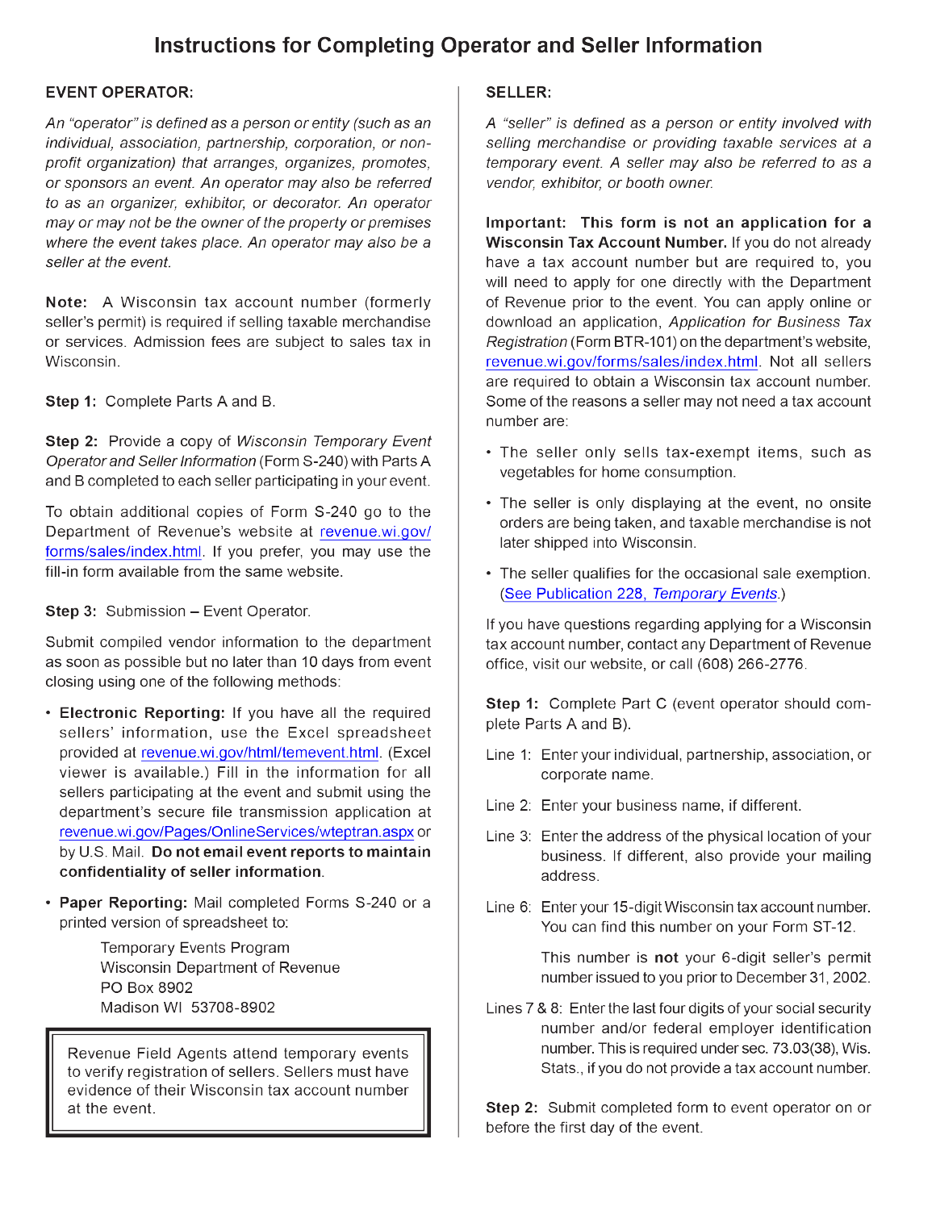# Instructions for Completing Operator and Seller Information

## EVENT OPERATOR:

*An "operator" is defined as a person or entity (such as an individual, association, partnership, corporation, or non-profit organization) that arranges, organizes, promotes, or sponsors an event. An operator may also be referred to as an organizer, exhibitor, or decorator. An operator may or may not be the owner of the property or premises where the event takes place. An operator may also be a seller at the event.*

**Note:** A Wisconsin tax account number (formerly seller's permit) is required if selling taxable merchandise or services. Admission fees are subject to sales tax in Wisconsin.

**Step 1:** Complete Parts A and B.

**Step 2:** Provide a copy of *Wisconsin Temporary Event Operator and Seller Information* (Form S-240) with Parts A and B completed to each seller participating in your event.

To obtain additional copies of Form S-240 go to the Department of Revenue's website at revenue.wi.gov/forms/sales/index.html. If you prefer, you may use the fill-in form available from the same website.

**Step 3:** Submission – Event Operator.

Submit compiled vendor information to the department as soon as possible but no later than 10 days from event closing using one of the following methods:

- **Electronic Reporting:** If you have all the required sellers' information, use the Excel spreadsheet provided at revenue.wi.gov/html/temevent.html. (Excel viewer is available.) Fill in the information for all sellers participating at the event and submit using the department's secure file transmission application at revenue.wi.gov/Pages/OnlineServices/wteptran.aspx or by U.S. Mail. **Do not email event reports to maintain confidentiality of seller information**.
- **Paper Reporting:** Mail completed Forms S-240 or a printed version of spreadsheet to:

  Temporary Events Program
  Wisconsin Department of Revenue
  PO Box 8902
  Madison WI 53708-8902

> Revenue Field Agents attend temporary events to verify registration of sellers. Sellers must have evidence of their Wisconsin tax account number at the event.

## SELLER:

*A "seller" is defined as a person or entity involved with selling merchandise or providing taxable services at a temporary event. A seller may also be referred to as a vendor, exhibitor, or booth owner.*

**Important: This form is not an application for a Wisconsin Tax Account Number.** If you do not already have a tax account number but are required to, you will need to apply for one directly with the Department of Revenue prior to the event. You can apply online or download an application, *Application for Business Tax Registration* (Form BTR-101) on the department's website, revenue.wi.gov/forms/sales/index.html. Not all sellers are required to obtain a Wisconsin tax account number. Some of the reasons a seller may not need a tax account number are:

- The seller only sells tax-exempt items, such as vegetables for home consumption.
- The seller is only displaying at the event, no onsite orders are being taken, and taxable merchandise is not later shipped into Wisconsin.
- The seller qualifies for the occasional sale exemption. (See Publication 228, *Temporary Events*.)

If you have questions regarding applying for a Wisconsin tax account number, contact any Department of Revenue office, visit our website, or call (608) 266-2776.

**Step 1:** Complete Part C (event operator should complete Parts A and B).

Line 1: Enter your individual, partnership, association, or corporate name.

Line 2: Enter your business name, if different.

Line 3: Enter the address of the physical location of your business. If different, also provide your mailing address.

Line 6: Enter your 15-digit Wisconsin tax account number. You can find this number on your Form ST-12.

This number is **not** your 6-digit seller's permit number issued to you prior to December 31, 2002.

Lines 7 & 8: Enter the last four digits of your social security number and/or federal employer identification number. This is required under sec. 73.03(38), Wis. Stats., if you do not provide a tax account number.

**Step 2:** Submit completed form to event operator on or before the first day of the event.